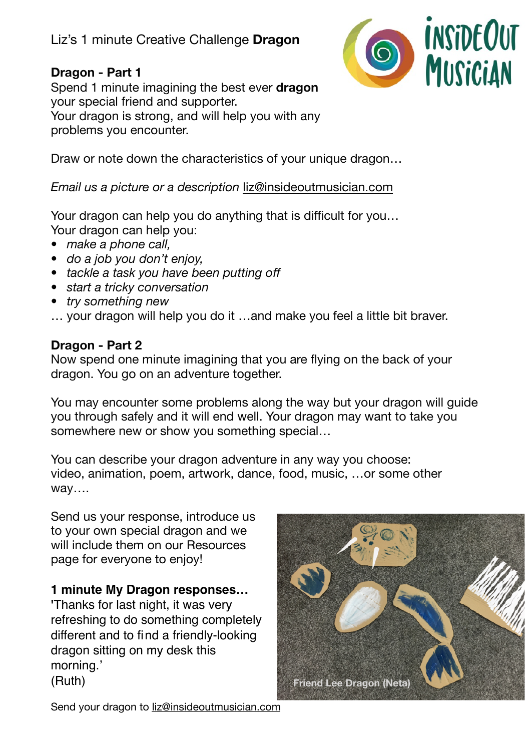Liz's 1 minute Creative Challenge **Dragon**

InsideOut Musician

**Dragon - Part 1**

Spend 1 minute imagining the best ever **dragon** your special friend and supporter.
Your dragon is strong, and will help you with any problems you encounter.

Draw or note down the characteristics of your unique dragon…

*Email us a picture or a description* liz@insideoutmusician.com

Your dragon can help you do anything that is difficult for you…
Your dragon can help you:

- *make a phone call,*
- *do a job you don't enjoy,*
- *tackle a task you have been putting off*
- *start a tricky conversation*
- *try something new*

… your dragon will help you do it …and make you feel a little bit braver.

**Dragon - Part 2**

Now spend one minute imagining that you are flying on the back of your dragon. You go on an adventure together.

You may encounter some problems along the way but your dragon will guide you through safely and it will end well. Your dragon may want to take you somewhere new or show you something special…

You can describe your dragon adventure in any way you choose: video, animation, poem, artwork, dance, food, music, …or some other way….

Send us your response, introduce us to your own special dragon and we will include them on our Resources page for everyone to enjoy!

**1 minute My Dragon responses…**

'Thanks for last night, it was very refreshing to do something completely different and to find a friendly-looking dragon sitting on my desk this morning.'
(Ruth)

Friend Lee Dragon (Neta)

Send your dragon to liz@insideoutmusician.com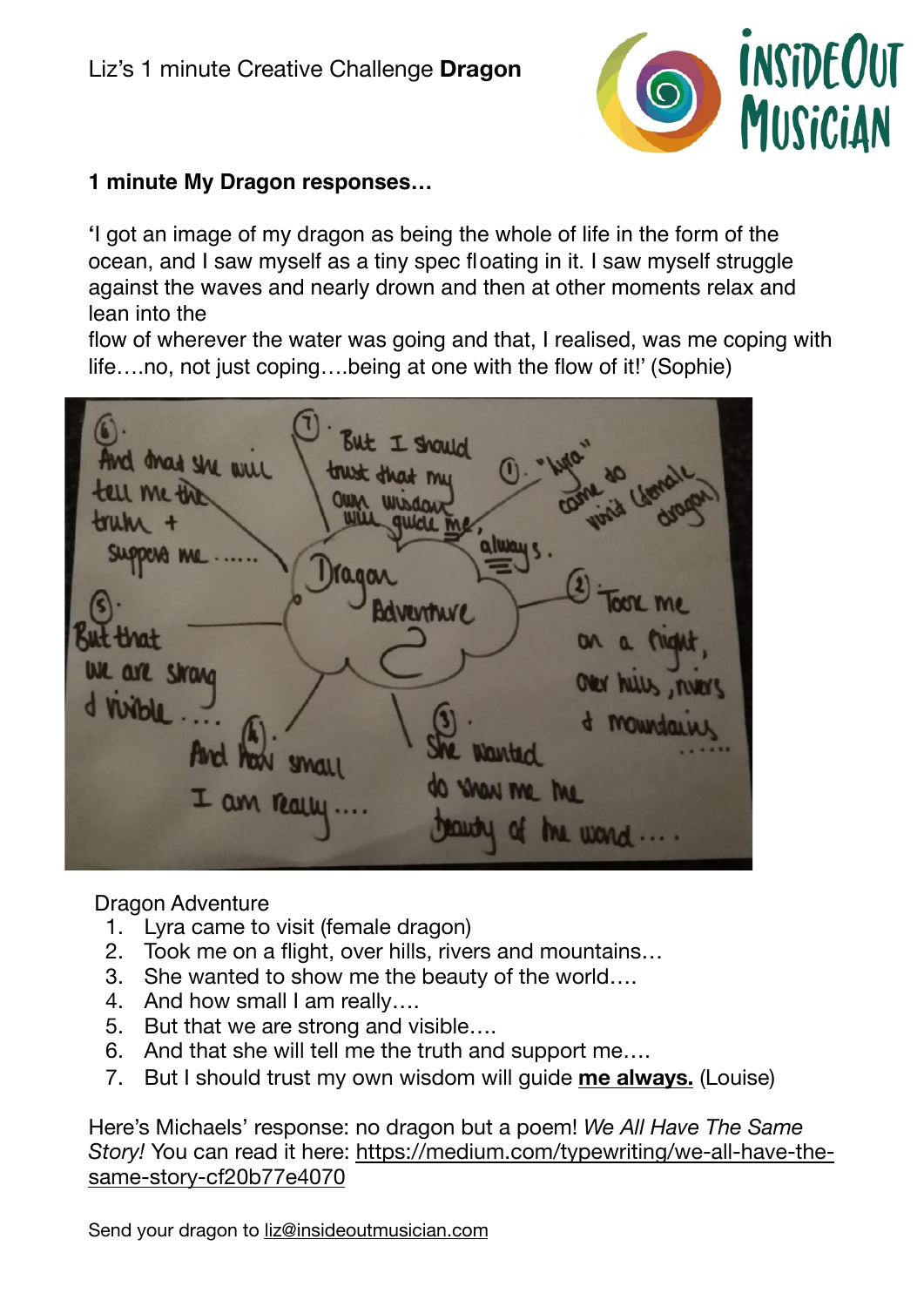Liz's 1 minute Creative Challenge **Dragon**

**1 minute My Dragon responses…**

'I got an image of my dragon as being the whole of life in the form of the ocean, and I saw myself as a tiny spec floating in it. I saw myself struggle against the waves and nearly drown and then at other moments relax and lean into the flow of wherever the water was going and that, I realised, was me coping with life….no, not just coping….being at one with the flow of it!' (Sophie)

Dragon Adventure

1. Lyra came to visit (female dragon)
2. Took me on a flight, over hills, rivers and mountains…
3. She wanted to show me the beauty of the world….
4. And how small I am really….
5. But that we are strong and visible….
6. And that she will tell me the truth and support me….
7. But I should trust my own wisdom will guide **me always.** (Louise)

Here's Michaels' response: no dragon but a poem! *We All Have The Same Story!* You can read it here: https://medium.com/typewriting/we-all-have-the-same-story-cf20b77e4070

Send your dragon to liz@insideoutmusician.com